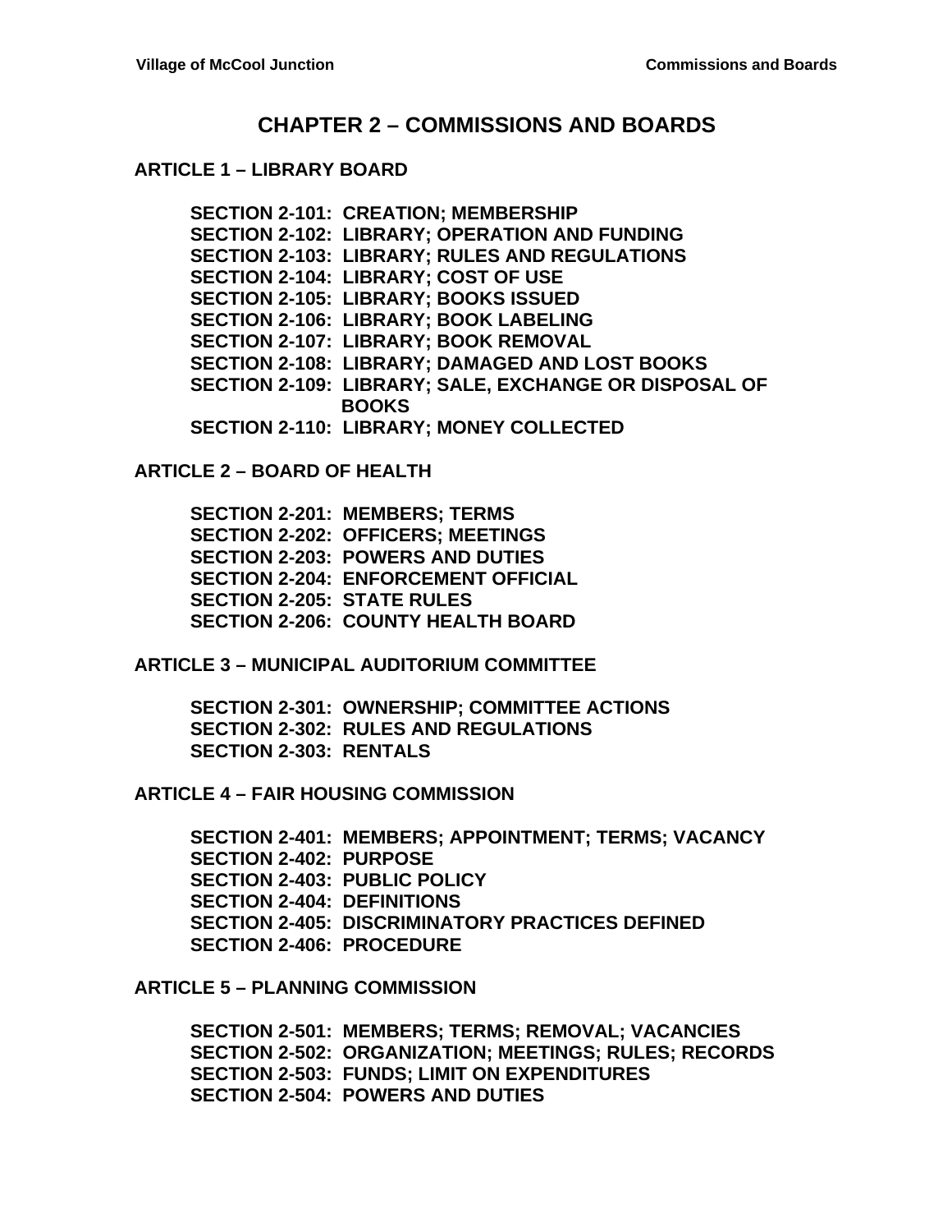# CHAPTER 2 – COMMISSIONS AND BOARDS

## ARTICLE 1 – LIBRARY BOARD

**SECTION 2-101: CREATION; MEMBERSHIP**
**SECTION 2-102: LIBRARY; OPERATION AND FUNDING**
**SECTION 2-103: LIBRARY; RULES AND REGULATIONS**
**SECTION 2-104: LIBRARY; COST OF USE**
**SECTION 2-105: LIBRARY; BOOKS ISSUED**
**SECTION 2-106: LIBRARY; BOOK LABELING**
**SECTION 2-107: LIBRARY; BOOK REMOVAL**
**SECTION 2-108: LIBRARY; DAMAGED AND LOST BOOKS**
**SECTION 2-109: LIBRARY; SALE, EXCHANGE OR DISPOSAL OF BOOKS**
**SECTION 2-110: LIBRARY; MONEY COLLECTED**

## ARTICLE 2 – BOARD OF HEALTH

**SECTION 2-201: MEMBERS; TERMS**
**SECTION 2-202: OFFICERS; MEETINGS**
**SECTION 2-203: POWERS AND DUTIES**
**SECTION 2-204: ENFORCEMENT OFFICIAL**
**SECTION 2-205: STATE RULES**
**SECTION 2-206: COUNTY HEALTH BOARD**

## ARTICLE 3 – MUNICIPAL AUDITORIUM COMMITTEE

**SECTION 2-301: OWNERSHIP; COMMITTEE ACTIONS**
**SECTION 2-302: RULES AND REGULATIONS**
**SECTION 2-303: RENTALS**

## ARTICLE 4 – FAIR HOUSING COMMISSION

**SECTION 2-401: MEMBERS; APPOINTMENT; TERMS; VACANCY**
**SECTION 2-402: PURPOSE**
**SECTION 2-403: PUBLIC POLICY**
**SECTION 2-404: DEFINITIONS**
**SECTION 2-405: DISCRIMINATORY PRACTICES DEFINED**
**SECTION 2-406: PROCEDURE**

## ARTICLE 5 – PLANNING COMMISSION

**SECTION 2-501: MEMBERS; TERMS; REMOVAL; VACANCIES**
**SECTION 2-502: ORGANIZATION; MEETINGS; RULES; RECORDS**
**SECTION 2-503: FUNDS; LIMIT ON EXPENDITURES**
**SECTION 2-504: POWERS AND DUTIES**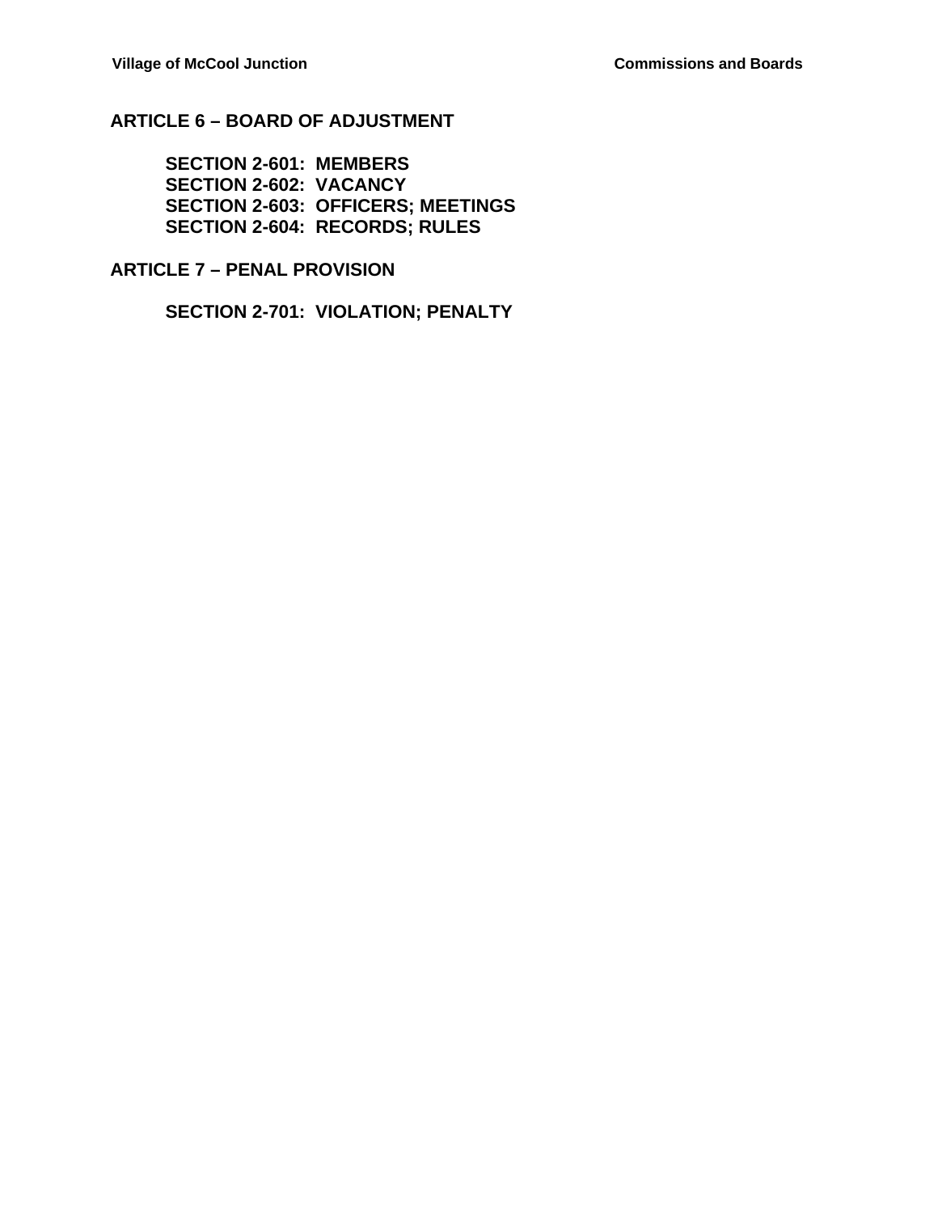## ARTICLE 6 – BOARD OF ADJUSTMENT

**SECTION 2-601: MEMBERS**
**SECTION 2-602: VACANCY**
**SECTION 2-603: OFFICERS; MEETINGS**
**SECTION 2-604: RECORDS; RULES**

## ARTICLE 7 – PENAL PROVISION

**SECTION 2-701: VIOLATION; PENALTY**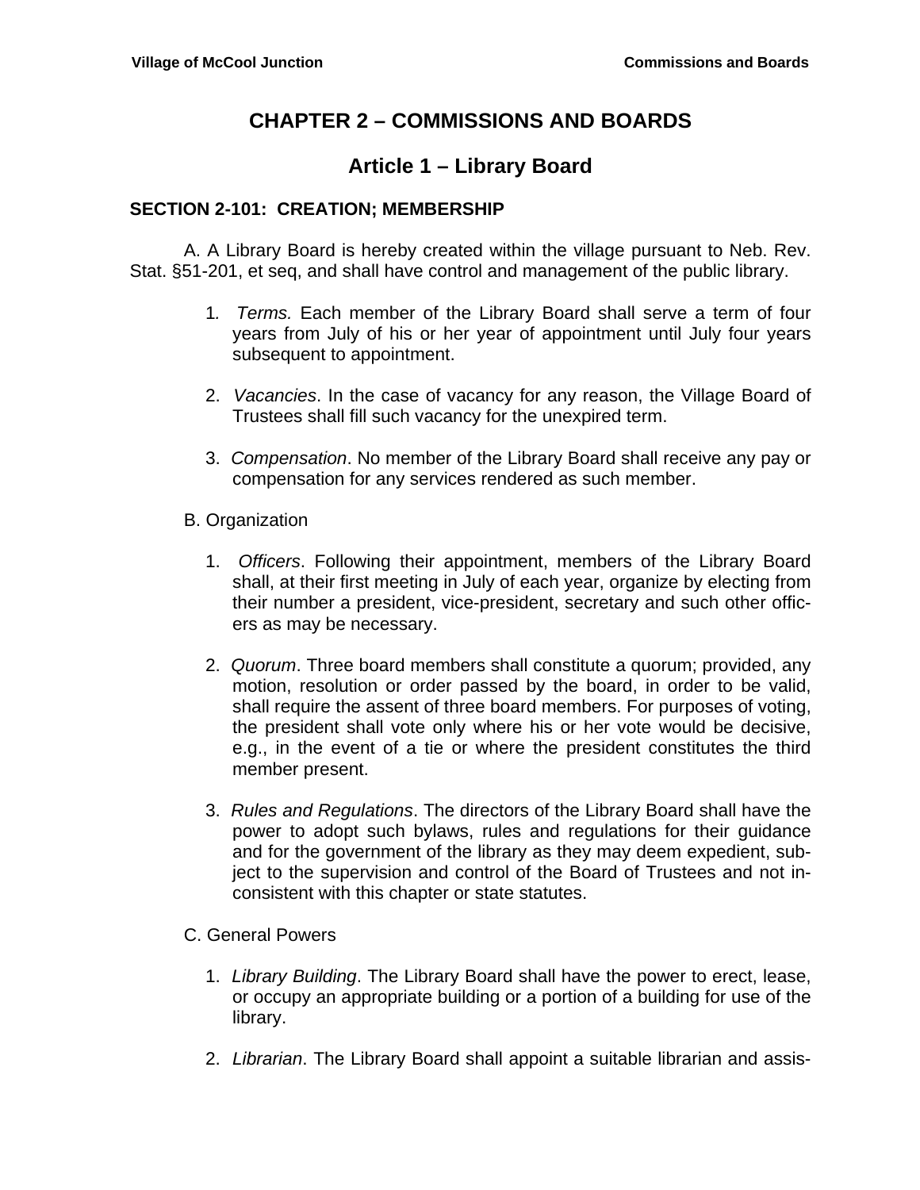# CHAPTER 2 – COMMISSIONS AND BOARDS

## Article 1 – Library Board

### SECTION 2-101: CREATION; MEMBERSHIP

A. A Library Board is hereby created within the village pursuant to Neb. Rev. Stat. §51-201, et seq, and shall have control and management of the public library.

1. *Terms.* Each member of the Library Board shall serve a term of four years from July of his or her year of appointment until July four years subsequent to appointment.

2. *Vacancies*. In the case of vacancy for any reason, the Village Board of Trustees shall fill such vacancy for the unexpired term.

3. *Compensation*. No member of the Library Board shall receive any pay or compensation for any services rendered as such member.

B. Organization

1. *Officers*. Following their appointment, members of the Library Board shall, at their first meeting in July of each year, organize by electing from their number a president, vice-president, secretary and such other officers as may be necessary.

2. *Quorum*. Three board members shall constitute a quorum; provided, any motion, resolution or order passed by the board, in order to be valid, shall require the assent of three board members. For purposes of voting, the president shall vote only where his or her vote would be decisive, e.g., in the event of a tie or where the president constitutes the third member present.

3. *Rules and Regulations*. The directors of the Library Board shall have the power to adopt such bylaws, rules and regulations for their guidance and for the government of the library as they may deem expedient, subject to the supervision and control of the Board of Trustees and not inconsistent with this chapter or state statutes.

C. General Powers

1. *Library Building*. The Library Board shall have the power to erect, lease, or occupy an appropriate building or a portion of a building for use of the library.

2. *Librarian*. The Library Board shall appoint a suitable librarian and assis-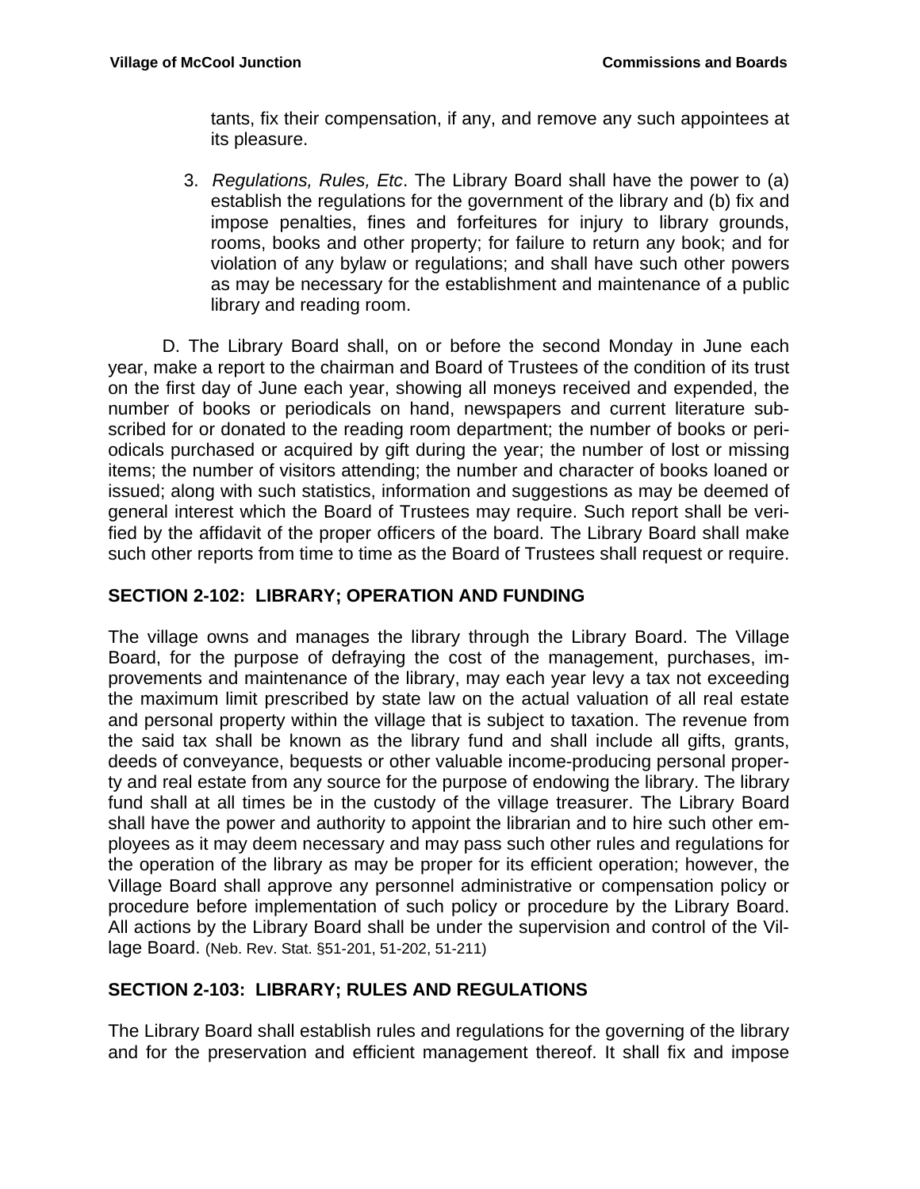tants, fix their compensation, if any, and remove any such appointees at its pleasure.

3. *Regulations, Rules, Etc*. The Library Board shall have the power to (a) establish the regulations for the government of the library and (b) fix and impose penalties, fines and forfeitures for injury to library grounds, rooms, books and other property; for failure to return any book; and for violation of any bylaw or regulations; and shall have such other powers as may be necessary for the establishment and maintenance of a public library and reading room.

D. The Library Board shall, on or before the second Monday in June each year, make a report to the chairman and Board of Trustees of the condition of its trust on the first day of June each year, showing all moneys received and expended, the number of books or periodicals on hand, newspapers and current literature subscribed for or donated to the reading room department; the number of books or periodicals purchased or acquired by gift during the year; the number of lost or missing items; the number of visitors attending; the number and character of books loaned or issued; along with such statistics, information and suggestions as may be deemed of general interest which the Board of Trustees may require. Such report shall be verified by the affidavit of the proper officers of the board. The Library Board shall make such other reports from time to time as the Board of Trustees shall request or require.

## SECTION 2-102: LIBRARY; OPERATION AND FUNDING

The village owns and manages the library through the Library Board. The Village Board, for the purpose of defraying the cost of the management, purchases, improvements and maintenance of the library, may each year levy a tax not exceeding the maximum limit prescribed by state law on the actual valuation of all real estate and personal property within the village that is subject to taxation. The revenue from the said tax shall be known as the library fund and shall include all gifts, grants, deeds of conveyance, bequests or other valuable income-producing personal property and real estate from any source for the purpose of endowing the library. The library fund shall at all times be in the custody of the village treasurer. The Library Board shall have the power and authority to appoint the librarian and to hire such other employees as it may deem necessary and may pass such other rules and regulations for the operation of the library as may be proper for its efficient operation; however, the Village Board shall approve any personnel administrative or compensation policy or procedure before implementation of such policy or procedure by the Library Board. All actions by the Library Board shall be under the supervision and control of the Village Board. (Neb. Rev. Stat. §51-201, 51-202, 51-211)

## SECTION 2-103: LIBRARY; RULES AND REGULATIONS

The Library Board shall establish rules and regulations for the governing of the library and for the preservation and efficient management thereof. It shall fix and impose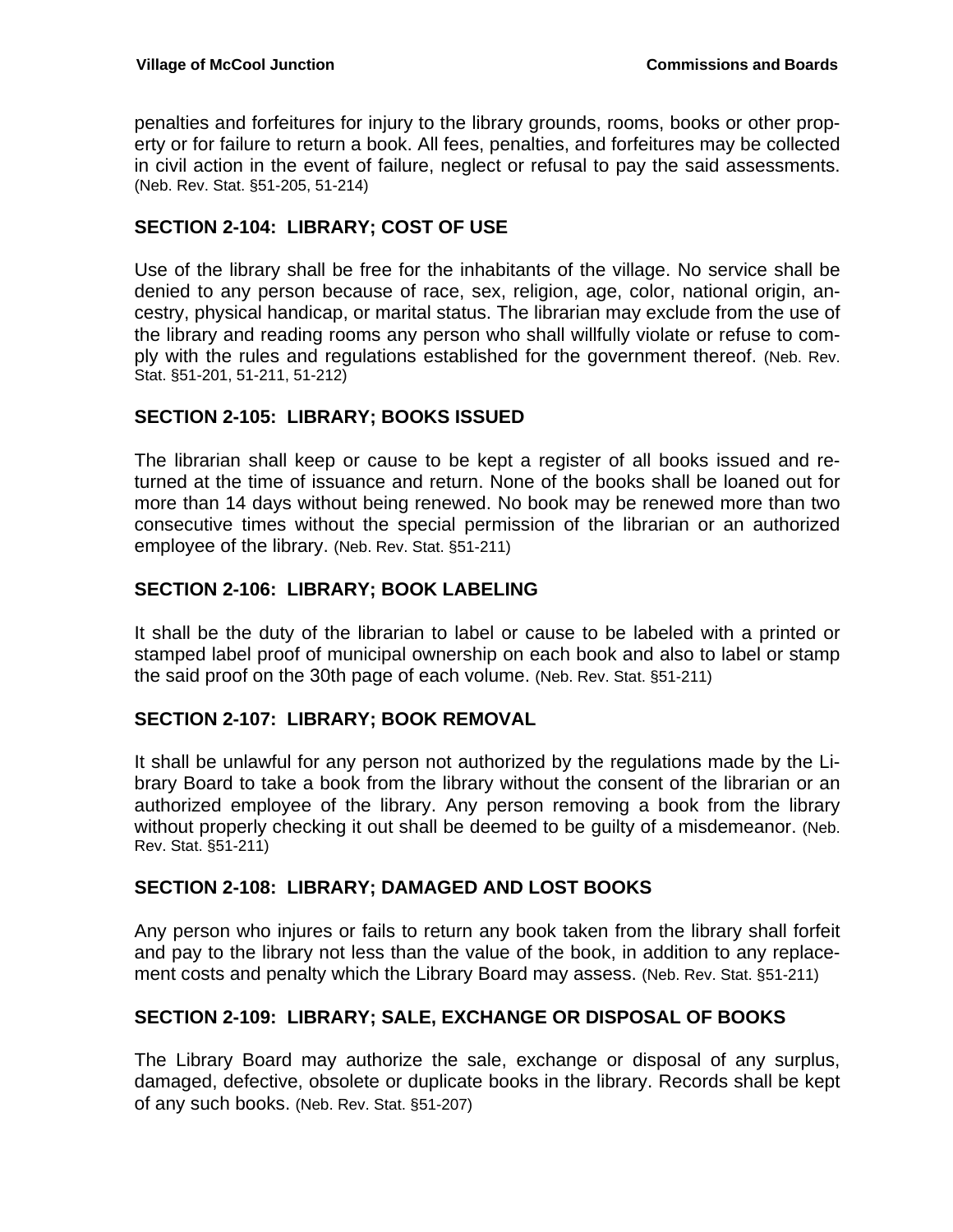penalties and forfeitures for injury to the library grounds, rooms, books or other property or for failure to return a book. All fees, penalties, and forfeitures may be collected in civil action in the event of failure, neglect or refusal to pay the said assessments. (Neb. Rev. Stat. §51-205, 51-214)

## SECTION 2-104: LIBRARY; COST OF USE

Use of the library shall be free for the inhabitants of the village. No service shall be denied to any person because of race, sex, religion, age, color, national origin, ancestry, physical handicap, or marital status. The librarian may exclude from the use of the library and reading rooms any person who shall willfully violate or refuse to comply with the rules and regulations established for the government thereof. (Neb. Rev. Stat. §51-201, 51-211, 51-212)

## SECTION 2-105: LIBRARY; BOOKS ISSUED

The librarian shall keep or cause to be kept a register of all books issued and returned at the time of issuance and return. None of the books shall be loaned out for more than 14 days without being renewed. No book may be renewed more than two consecutive times without the special permission of the librarian or an authorized employee of the library. (Neb. Rev. Stat. §51-211)

## SECTION 2-106: LIBRARY; BOOK LABELING

It shall be the duty of the librarian to label or cause to be labeled with a printed or stamped label proof of municipal ownership on each book and also to label or stamp the said proof on the 30th page of each volume. (Neb. Rev. Stat. §51-211)

## SECTION 2-107: LIBRARY; BOOK REMOVAL

It shall be unlawful for any person not authorized by the regulations made by the Library Board to take a book from the library without the consent of the librarian or an authorized employee of the library. Any person removing a book from the library without properly checking it out shall be deemed to be guilty of a misdemeanor. (Neb. Rev. Stat. §51-211)

## SECTION 2-108: LIBRARY; DAMAGED AND LOST BOOKS

Any person who injures or fails to return any book taken from the library shall forfeit and pay to the library not less than the value of the book, in addition to any replacement costs and penalty which the Library Board may assess. (Neb. Rev. Stat. §51-211)

## SECTION 2-109: LIBRARY; SALE, EXCHANGE OR DISPOSAL OF BOOKS

The Library Board may authorize the sale, exchange or disposal of any surplus, damaged, defective, obsolete or duplicate books in the library. Records shall be kept of any such books. (Neb. Rev. Stat. §51-207)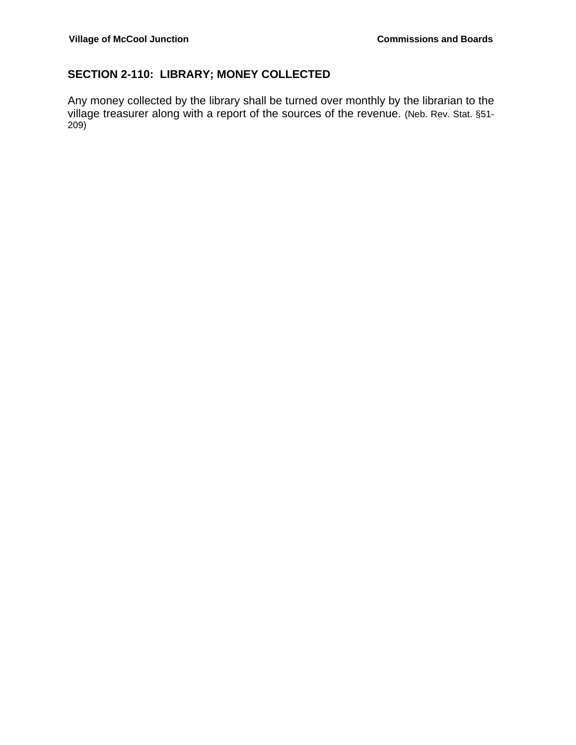## SECTION 2-110: LIBRARY; MONEY COLLECTED

Any money collected by the library shall be turned over monthly by the librarian to the village treasurer along with a report of the sources of the revenue. (Neb. Rev. Stat. §51-209)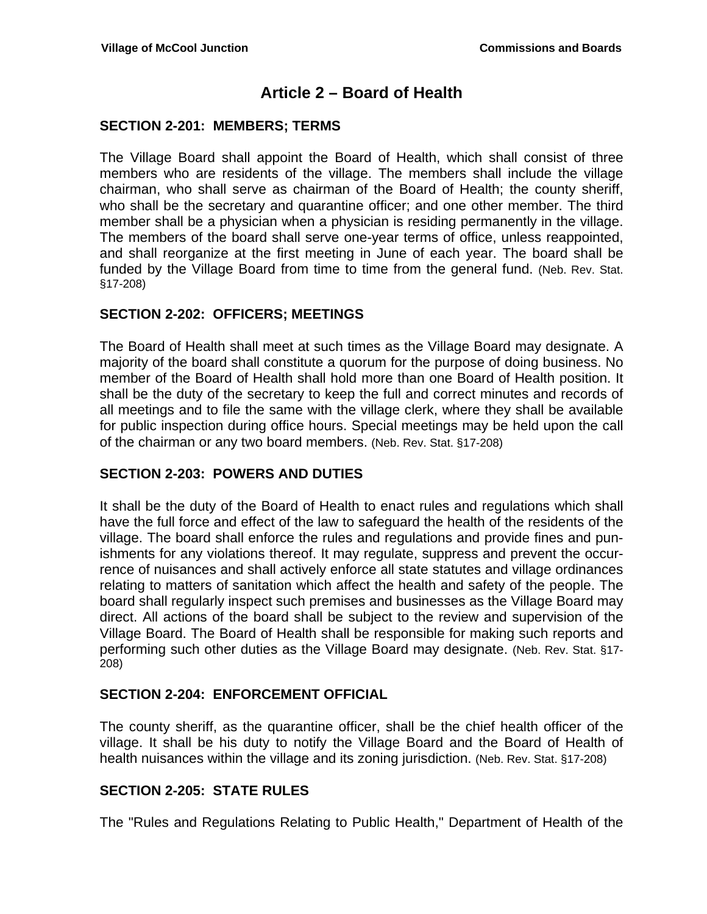# Article 2 – Board of Health

## SECTION 2-201: MEMBERS; TERMS

The Village Board shall appoint the Board of Health, which shall consist of three members who are residents of the village. The members shall include the village chairman, who shall serve as chairman of the Board of Health; the county sheriff, who shall be the secretary and quarantine officer; and one other member. The third member shall be a physician when a physician is residing permanently in the village. The members of the board shall serve one-year terms of office, unless reappointed, and shall reorganize at the first meeting in June of each year. The board shall be funded by the Village Board from time to time from the general fund. (Neb. Rev. Stat. §17-208)

## SECTION 2-202: OFFICERS; MEETINGS

The Board of Health shall meet at such times as the Village Board may designate. A majority of the board shall constitute a quorum for the purpose of doing business. No member of the Board of Health shall hold more than one Board of Health position. It shall be the duty of the secretary to keep the full and correct minutes and records of all meetings and to file the same with the village clerk, where they shall be available for public inspection during office hours. Special meetings may be held upon the call of the chairman or any two board members. (Neb. Rev. Stat. §17-208)

## SECTION 2-203: POWERS AND DUTIES

It shall be the duty of the Board of Health to enact rules and regulations which shall have the full force and effect of the law to safeguard the health of the residents of the village. The board shall enforce the rules and regulations and provide fines and punishments for any violations thereof. It may regulate, suppress and prevent the occurrence of nuisances and shall actively enforce all state statutes and village ordinances relating to matters of sanitation which affect the health and safety of the people. The board shall regularly inspect such premises and businesses as the Village Board may direct. All actions of the board shall be subject to the review and supervision of the Village Board. The Board of Health shall be responsible for making such reports and performing such other duties as the Village Board may designate. (Neb. Rev. Stat. §17-208)

## SECTION 2-204: ENFORCEMENT OFFICIAL

The county sheriff, as the quarantine officer, shall be the chief health officer of the village. It shall be his duty to notify the Village Board and the Board of Health of health nuisances within the village and its zoning jurisdiction. (Neb. Rev. Stat. §17-208)

## SECTION 2-205: STATE RULES

The "Rules and Regulations Relating to Public Health," Department of Health of the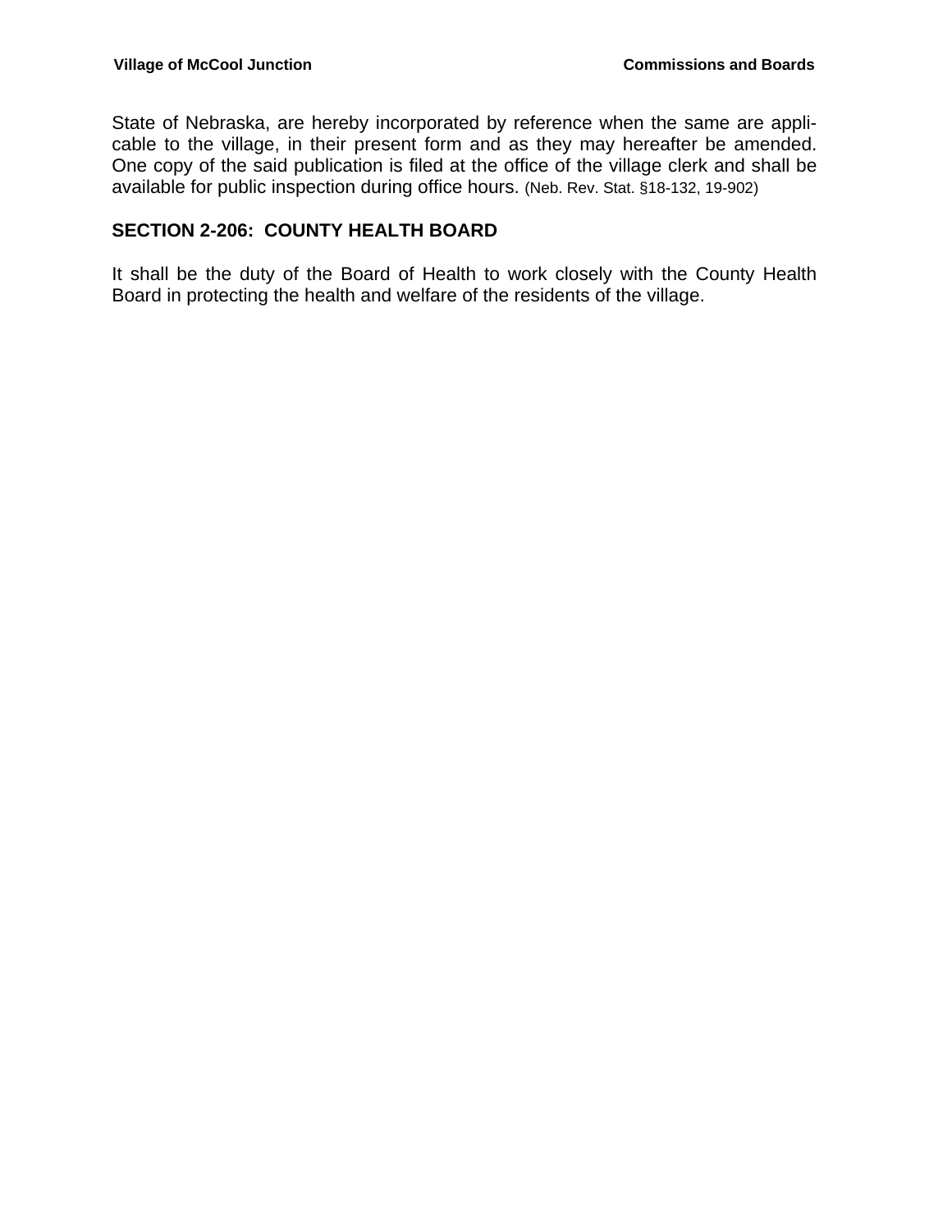State of Nebraska, are hereby incorporated by reference when the same are applicable to the village, in their present form and as they may hereafter be amended. One copy of the said publication is filed at the office of the village clerk and shall be available for public inspection during office hours. (Neb. Rev. Stat. §18-132, 19-902)

## SECTION 2-206: COUNTY HEALTH BOARD

It shall be the duty of the Board of Health to work closely with the County Health Board in protecting the health and welfare of the residents of the village.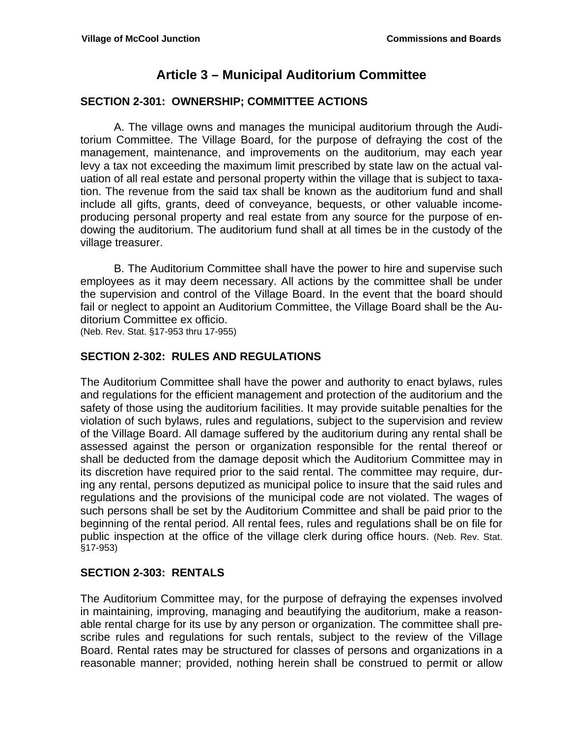# Article 3 – Municipal Auditorium Committee

## SECTION 2-301: OWNERSHIP; COMMITTEE ACTIONS

A. The village owns and manages the municipal auditorium through the Auditorium Committee. The Village Board, for the purpose of defraying the cost of the management, maintenance, and improvements on the auditorium, may each year levy a tax not exceeding the maximum limit prescribed by state law on the actual valuation of all real estate and personal property within the village that is subject to taxation. The revenue from the said tax shall be known as the auditorium fund and shall include all gifts, grants, deed of conveyance, bequests, or other valuable income-producing personal property and real estate from any source for the purpose of endowing the auditorium. The auditorium fund shall at all times be in the custody of the village treasurer.

B. The Auditorium Committee shall have the power to hire and supervise such employees as it may deem necessary. All actions by the committee shall be under the supervision and control of the Village Board. In the event that the board should fail or neglect to appoint an Auditorium Committee, the Village Board shall be the Auditorium Committee ex officio.
(Neb. Rev. Stat. §17-953 thru 17-955)

## SECTION 2-302: RULES AND REGULATIONS

The Auditorium Committee shall have the power and authority to enact bylaws, rules and regulations for the efficient management and protection of the auditorium and the safety of those using the auditorium facilities. It may provide suitable penalties for the violation of such bylaws, rules and regulations, subject to the supervision and review of the Village Board. All damage suffered by the auditorium during any rental shall be assessed against the person or organization responsible for the rental thereof or shall be deducted from the damage deposit which the Auditorium Committee may in its discretion have required prior to the said rental. The committee may require, during any rental, persons deputized as municipal police to insure that the said rules and regulations and the provisions of the municipal code are not violated. The wages of such persons shall be set by the Auditorium Committee and shall be paid prior to the beginning of the rental period. All rental fees, rules and regulations shall be on file for public inspection at the office of the village clerk during office hours. (Neb. Rev. Stat. §17-953)

## SECTION 2-303: RENTALS

The Auditorium Committee may, for the purpose of defraying the expenses involved in maintaining, improving, managing and beautifying the auditorium, make a reasonable rental charge for its use by any person or organization. The committee shall prescribe rules and regulations for such rentals, subject to the review of the Village Board. Rental rates may be structured for classes of persons and organizations in a reasonable manner; provided, nothing herein shall be construed to permit or allow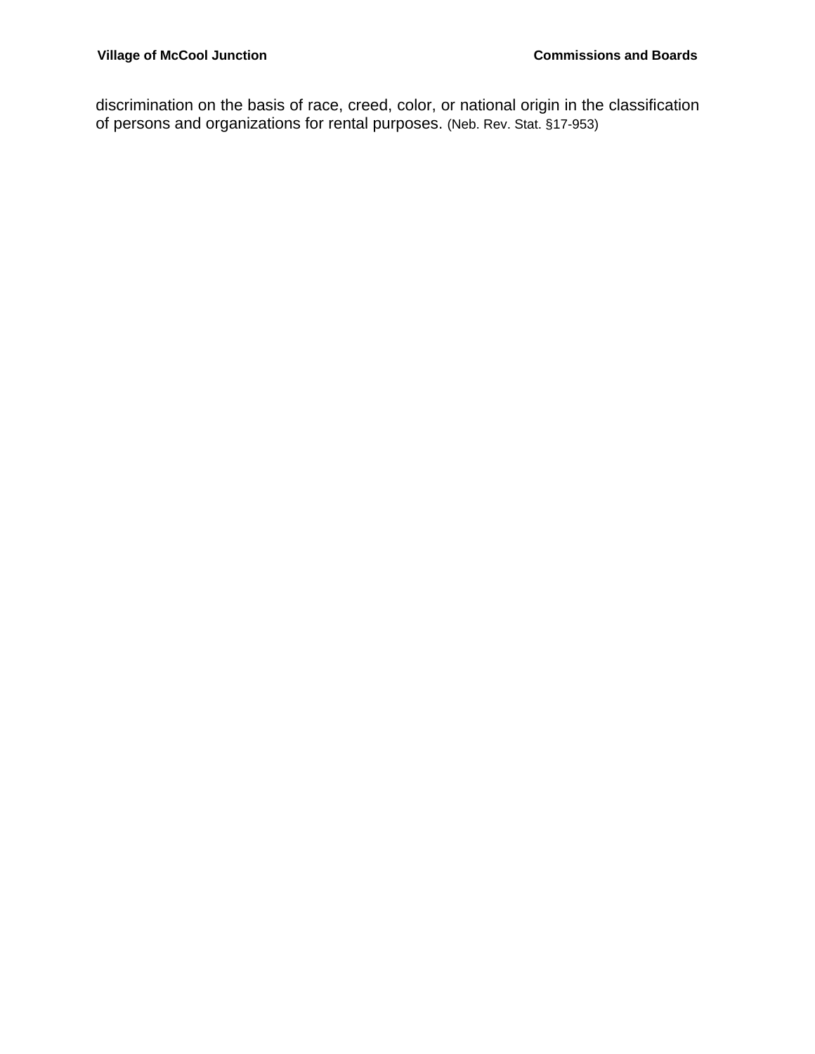discrimination on the basis of race, creed, color, or national origin in the classification of persons and organizations for rental purposes. (Neb. Rev. Stat. §17-953)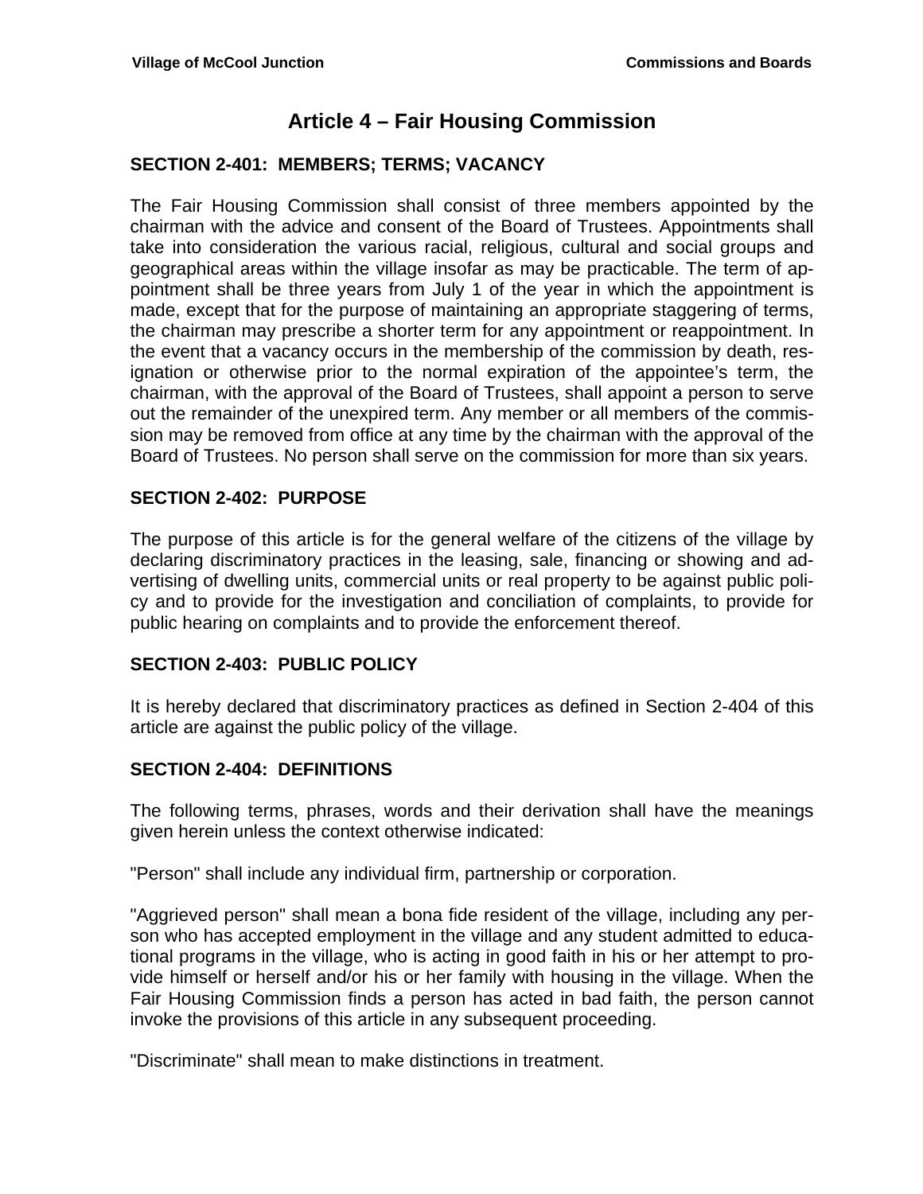# Article 4 – Fair Housing Commission

## SECTION 2-401: MEMBERS; TERMS; VACANCY

The Fair Housing Commission shall consist of three members appointed by the chairman with the advice and consent of the Board of Trustees. Appointments shall take into consideration the various racial, religious, cultural and social groups and geographical areas within the village insofar as may be practicable. The term of appointment shall be three years from July 1 of the year in which the appointment is made, except that for the purpose of maintaining an appropriate staggering of terms, the chairman may prescribe a shorter term for any appointment or reappointment. In the event that a vacancy occurs in the membership of the commission by death, resignation or otherwise prior to the normal expiration of the appointee's term, the chairman, with the approval of the Board of Trustees, shall appoint a person to serve out the remainder of the unexpired term. Any member or all members of the commission may be removed from office at any time by the chairman with the approval of the Board of Trustees. No person shall serve on the commission for more than six years.

## SECTION 2-402: PURPOSE

The purpose of this article is for the general welfare of the citizens of the village by declaring discriminatory practices in the leasing, sale, financing or showing and advertising of dwelling units, commercial units or real property to be against public policy and to provide for the investigation and conciliation of complaints, to provide for public hearing on complaints and to provide the enforcement thereof.

## SECTION 2-403: PUBLIC POLICY

It is hereby declared that discriminatory practices as defined in Section 2-404 of this article are against the public policy of the village.

## SECTION 2-404: DEFINITIONS

The following terms, phrases, words and their derivation shall have the meanings given herein unless the context otherwise indicated:

"Person" shall include any individual firm, partnership or corporation.

"Aggrieved person" shall mean a bona fide resident of the village, including any person who has accepted employment in the village and any student admitted to educational programs in the village, who is acting in good faith in his or her attempt to provide himself or herself and/or his or her family with housing in the village. When the Fair Housing Commission finds a person has acted in bad faith, the person cannot invoke the provisions of this article in any subsequent proceeding.

"Discriminate" shall mean to make distinctions in treatment.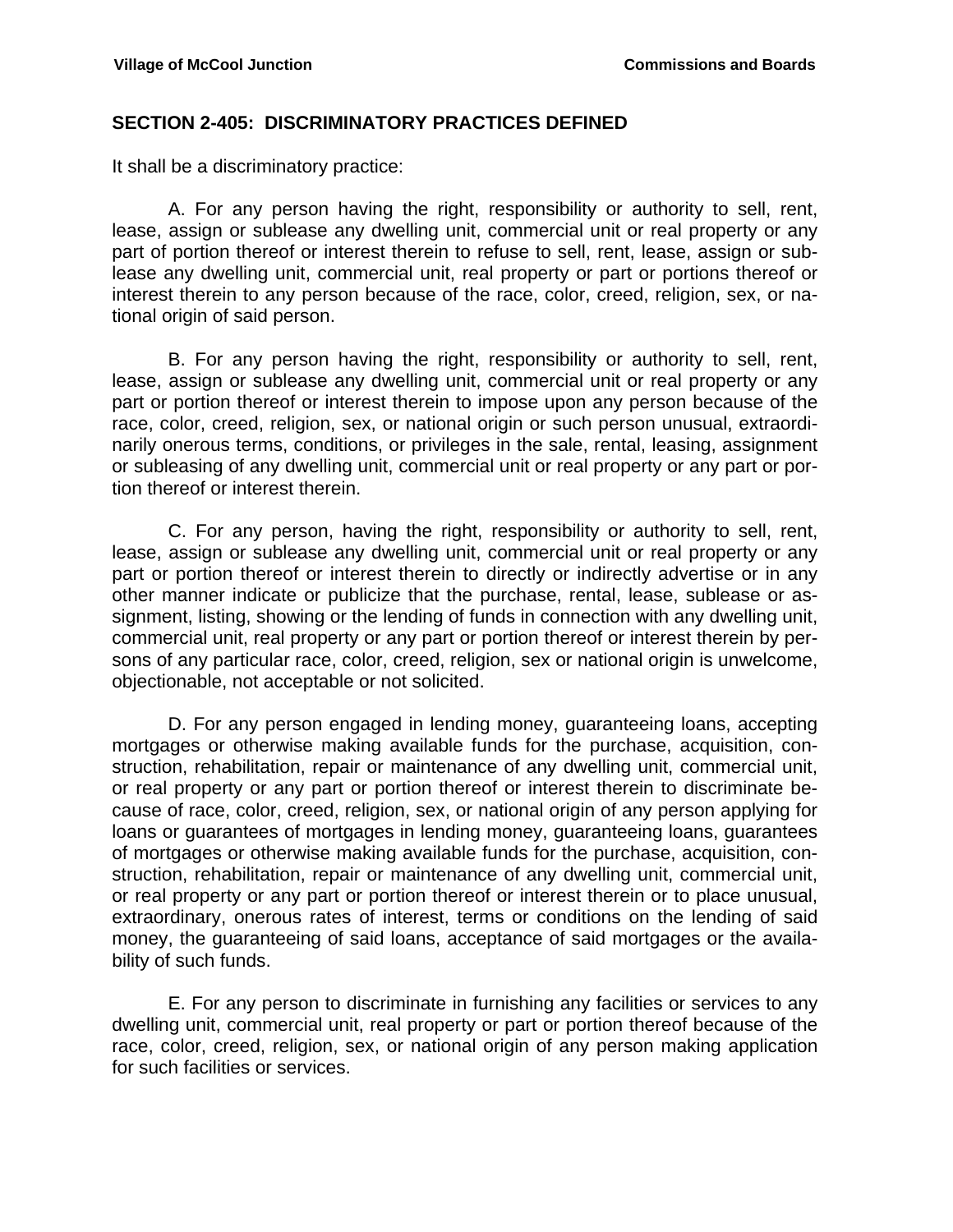## SECTION 2-405: DISCRIMINATORY PRACTICES DEFINED

It shall be a discriminatory practice:

A. For any person having the right, responsibility or authority to sell, rent, lease, assign or sublease any dwelling unit, commercial unit or real property or any part of portion thereof or interest therein to refuse to sell, rent, lease, assign or sublease any dwelling unit, commercial unit, real property or part or portions thereof or interest therein to any person because of the race, color, creed, religion, sex, or national origin of said person.

B. For any person having the right, responsibility or authority to sell, rent, lease, assign or sublease any dwelling unit, commercial unit or real property or any part or portion thereof or interest therein to impose upon any person because of the race, color, creed, religion, sex, or national origin or such person unusual, extraordinarily onerous terms, conditions, or privileges in the sale, rental, leasing, assignment or subleasing of any dwelling unit, commercial unit or real property or any part or portion thereof or interest therein.

C. For any person, having the right, responsibility or authority to sell, rent, lease, assign or sublease any dwelling unit, commercial unit or real property or any part or portion thereof or interest therein to directly or indirectly advertise or in any other manner indicate or publicize that the purchase, rental, lease, sublease or assignment, listing, showing or the lending of funds in connection with any dwelling unit, commercial unit, real property or any part or portion thereof or interest therein by persons of any particular race, color, creed, religion, sex or national origin is unwelcome, objectionable, not acceptable or not solicited.

D. For any person engaged in lending money, guaranteeing loans, accepting mortgages or otherwise making available funds for the purchase, acquisition, construction, rehabilitation, repair or maintenance of any dwelling unit, commercial unit, or real property or any part or portion thereof or interest therein to discriminate because of race, color, creed, religion, sex, or national origin of any person applying for loans or guarantees of mortgages in lending money, guaranteeing loans, guarantees of mortgages or otherwise making available funds for the purchase, acquisition, construction, rehabilitation, repair or maintenance of any dwelling unit, commercial unit, or real property or any part or portion thereof or interest therein or to place unusual, extraordinary, onerous rates of interest, terms or conditions on the lending of said money, the guaranteeing of said loans, acceptance of said mortgages or the availability of such funds.

E. For any person to discriminate in furnishing any facilities or services to any dwelling unit, commercial unit, real property or part or portion thereof because of the race, color, creed, religion, sex, or national origin of any person making application for such facilities or services.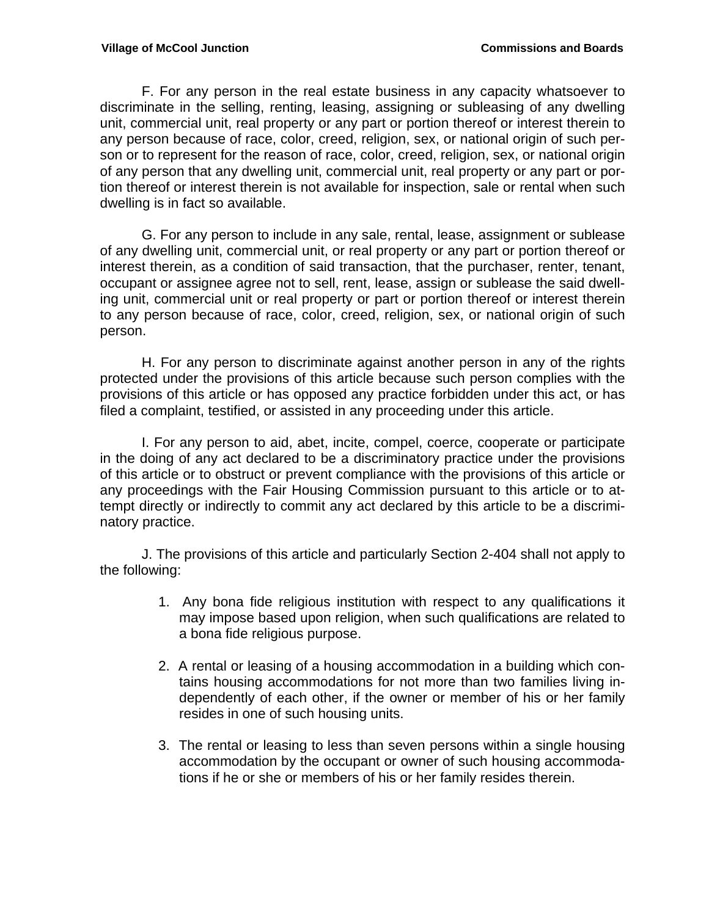F. For any person in the real estate business in any capacity whatsoever to discriminate in the selling, renting, leasing, assigning or subleasing of any dwelling unit, commercial unit, real property or any part or portion thereof or interest therein to any person because of race, color, creed, religion, sex, or national origin of such person or to represent for the reason of race, color, creed, religion, sex, or national origin of any person that any dwelling unit, commercial unit, real property or any part or portion thereof or interest therein is not available for inspection, sale or rental when such dwelling is in fact so available.

G. For any person to include in any sale, rental, lease, assignment or sublease of any dwelling unit, commercial unit, or real property or any part or portion thereof or interest therein, as a condition of said transaction, that the purchaser, renter, tenant, occupant or assignee agree not to sell, rent, lease, assign or sublease the said dwelling unit, commercial unit or real property or part or portion thereof or interest therein to any person because of race, color, creed, religion, sex, or national origin of such person.

H. For any person to discriminate against another person in any of the rights protected under the provisions of this article because such person complies with the provisions of this article or has opposed any practice forbidden under this act, or has filed a complaint, testified, or assisted in any proceeding under this article.

I. For any person to aid, abet, incite, compel, coerce, cooperate or participate in the doing of any act declared to be a discriminatory practice under the provisions of this article or to obstruct or prevent compliance with the provisions of this article or any proceedings with the Fair Housing Commission pursuant to this article or to attempt directly or indirectly to commit any act declared by this article to be a discriminatory practice.

J. The provisions of this article and particularly Section 2-404 shall not apply to the following:

1. Any bona fide religious institution with respect to any qualifications it may impose based upon religion, when such qualifications are related to a bona fide religious purpose.

2. A rental or leasing of a housing accommodation in a building which contains housing accommodations for not more than two families living independently of each other, if the owner or member of his or her family resides in one of such housing units.

3. The rental or leasing to less than seven persons within a single housing accommodation by the occupant or owner of such housing accommodations if he or she or members of his or her family resides therein.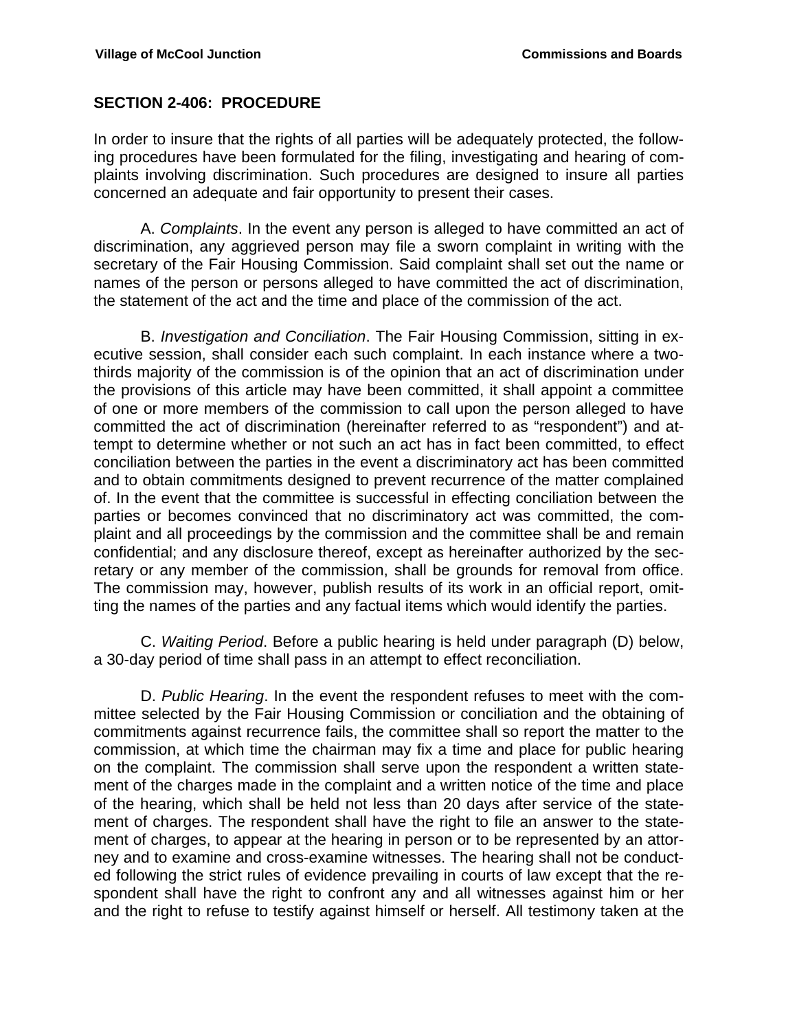## SECTION 2-406: PROCEDURE

In order to insure that the rights of all parties will be adequately protected, the following procedures have been formulated for the filing, investigating and hearing of complaints involving discrimination. Such procedures are designed to insure all parties concerned an adequate and fair opportunity to present their cases.

A. *Complaints*. In the event any person is alleged to have committed an act of discrimination, any aggrieved person may file a sworn complaint in writing with the secretary of the Fair Housing Commission. Said complaint shall set out the name or names of the person or persons alleged to have committed the act of discrimination, the statement of the act and the time and place of the commission of the act.

B. *Investigation and Conciliation*. The Fair Housing Commission, sitting in executive session, shall consider each such complaint. In each instance where a two-thirds majority of the commission is of the opinion that an act of discrimination under the provisions of this article may have been committed, it shall appoint a committee of one or more members of the commission to call upon the person alleged to have committed the act of discrimination (hereinafter referred to as "respondent") and attempt to determine whether or not such an act has in fact been committed, to effect conciliation between the parties in the event a discriminatory act has been committed and to obtain commitments designed to prevent recurrence of the matter complained of. In the event that the committee is successful in effecting conciliation between the parties or becomes convinced that no discriminatory act was committed, the complaint and all proceedings by the commission and the committee shall be and remain confidential; and any disclosure thereof, except as hereinafter authorized by the secretary or any member of the commission, shall be grounds for removal from office. The commission may, however, publish results of its work in an official report, omitting the names of the parties and any factual items which would identify the parties.

C. *Waiting Period*. Before a public hearing is held under paragraph (D) below, a 30-day period of time shall pass in an attempt to effect reconciliation.

D. *Public Hearing*. In the event the respondent refuses to meet with the committee selected by the Fair Housing Commission or conciliation and the obtaining of commitments against recurrence fails, the committee shall so report the matter to the commission, at which time the chairman may fix a time and place for public hearing on the complaint. The commission shall serve upon the respondent a written statement of the charges made in the complaint and a written notice of the time and place of the hearing, which shall be held not less than 20 days after service of the statement of charges. The respondent shall have the right to file an answer to the statement of charges, to appear at the hearing in person or to be represented by an attorney and to examine and cross-examine witnesses. The hearing shall not be conducted following the strict rules of evidence prevailing in courts of law except that the respondent shall have the right to confront any and all witnesses against him or her and the right to refuse to testify against himself or herself. All testimony taken at the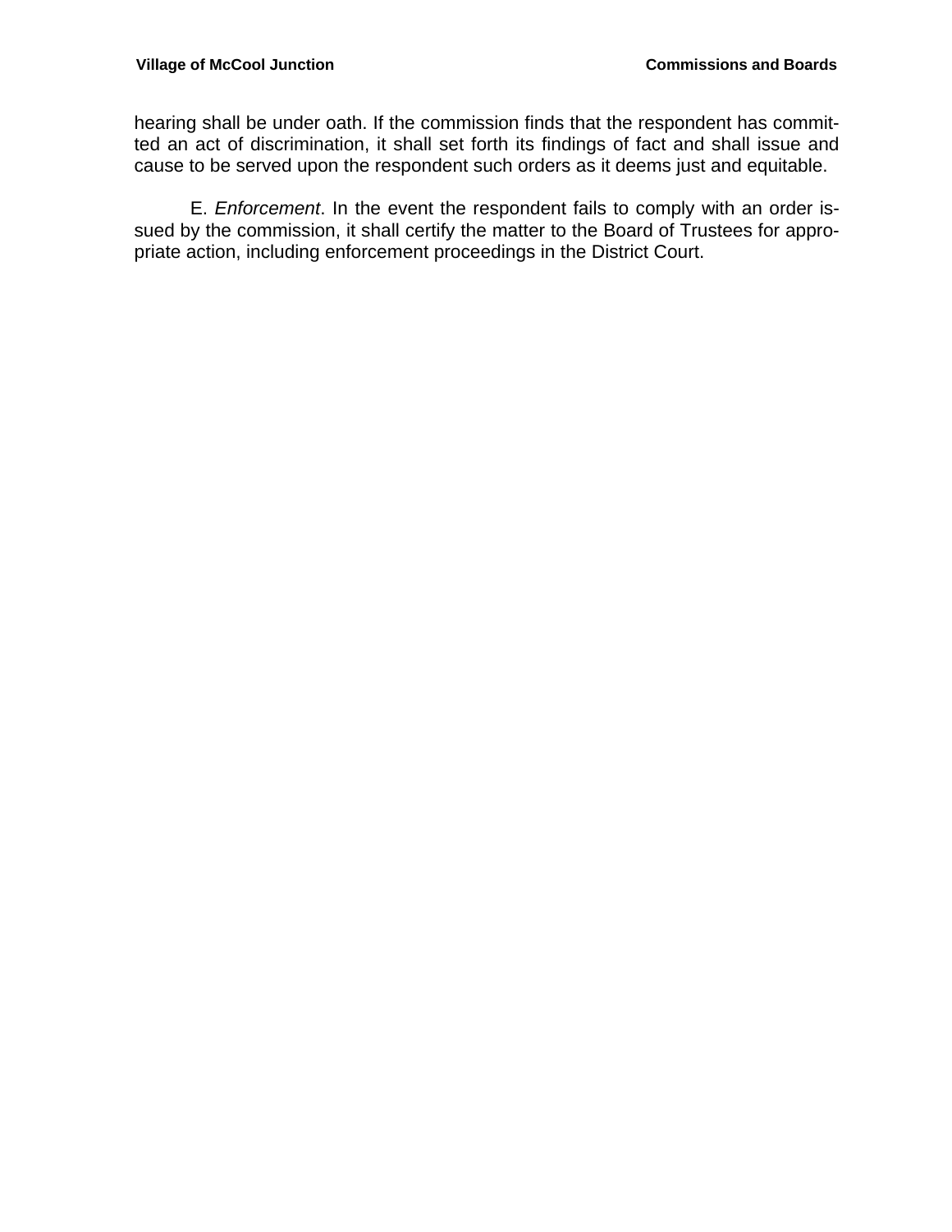hearing shall be under oath. If the commission finds that the respondent has committed an act of discrimination, it shall set forth its findings of fact and shall issue and cause to be served upon the respondent such orders as it deems just and equitable.

E. *Enforcement*. In the event the respondent fails to comply with an order issued by the commission, it shall certify the matter to the Board of Trustees for appropriate action, including enforcement proceedings in the District Court.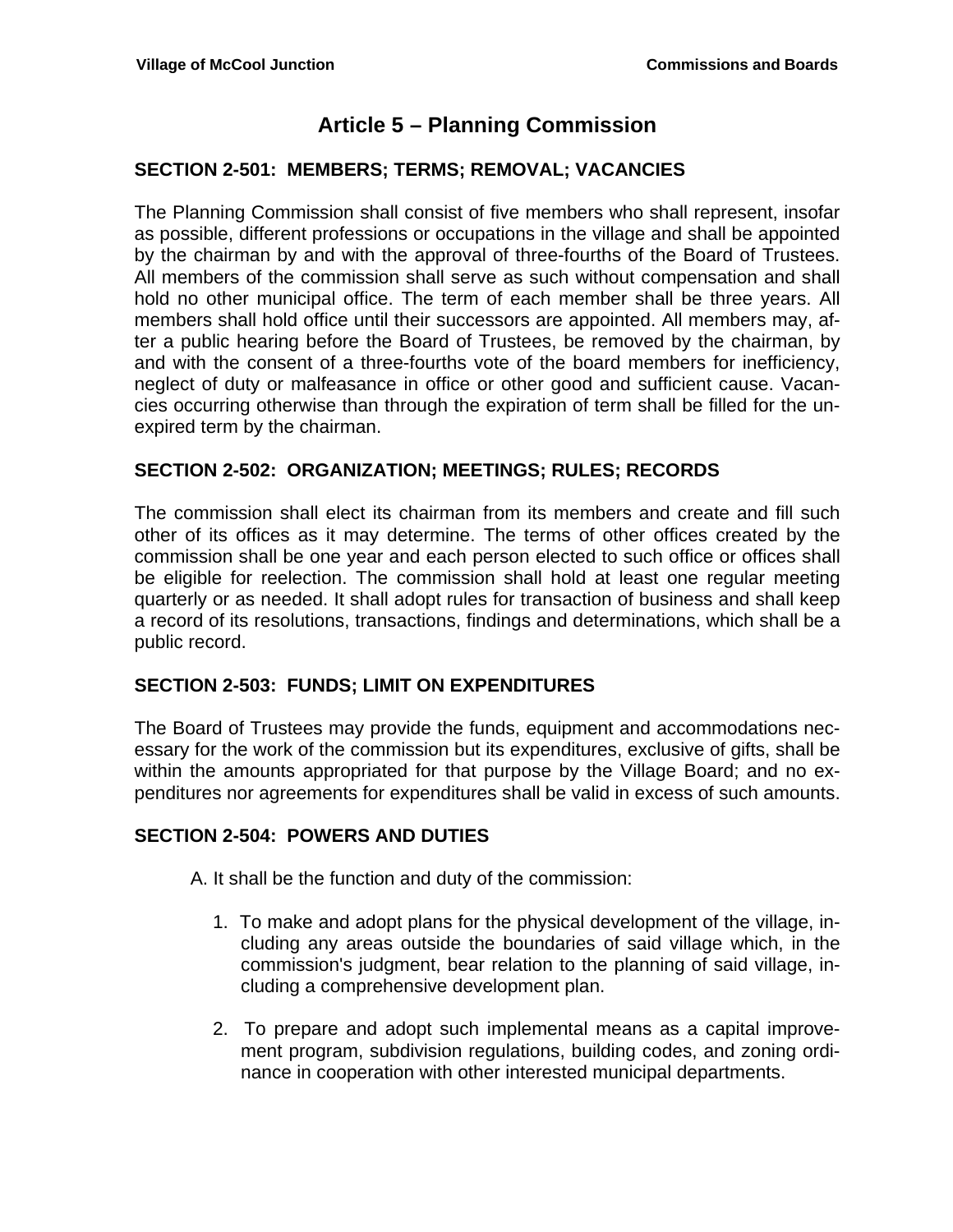# Article 5 – Planning Commission

## SECTION 2-501: MEMBERS; TERMS; REMOVAL; VACANCIES

The Planning Commission shall consist of five members who shall represent, insofar as possible, different professions or occupations in the village and shall be appointed by the chairman by and with the approval of three-fourths of the Board of Trustees. All members of the commission shall serve as such without compensation and shall hold no other municipal office. The term of each member shall be three years. All members shall hold office until their successors are appointed. All members may, after a public hearing before the Board of Trustees, be removed by the chairman, by and with the consent of a three-fourths vote of the board members for inefficiency, neglect of duty or malfeasance in office or other good and sufficient cause. Vacancies occurring otherwise than through the expiration of term shall be filled for the unexpired term by the chairman.

## SECTION 2-502: ORGANIZATION; MEETINGS; RULES; RECORDS

The commission shall elect its chairman from its members and create and fill such other of its offices as it may determine. The terms of other offices created by the commission shall be one year and each person elected to such office or offices shall be eligible for reelection. The commission shall hold at least one regular meeting quarterly or as needed. It shall adopt rules for transaction of business and shall keep a record of its resolutions, transactions, findings and determinations, which shall be a public record.

## SECTION 2-503: FUNDS; LIMIT ON EXPENDITURES

The Board of Trustees may provide the funds, equipment and accommodations necessary for the work of the commission but its expenditures, exclusive of gifts, shall be within the amounts appropriated for that purpose by the Village Board; and no expenditures nor agreements for expenditures shall be valid in excess of such amounts.

## SECTION 2-504: POWERS AND DUTIES

A. It shall be the function and duty of the commission:

1. To make and adopt plans for the physical development of the village, including any areas outside the boundaries of said village which, in the commission's judgment, bear relation to the planning of said village, including a comprehensive development plan.

2. To prepare and adopt such implemental means as a capital improvement program, subdivision regulations, building codes, and zoning ordinance in cooperation with other interested municipal departments.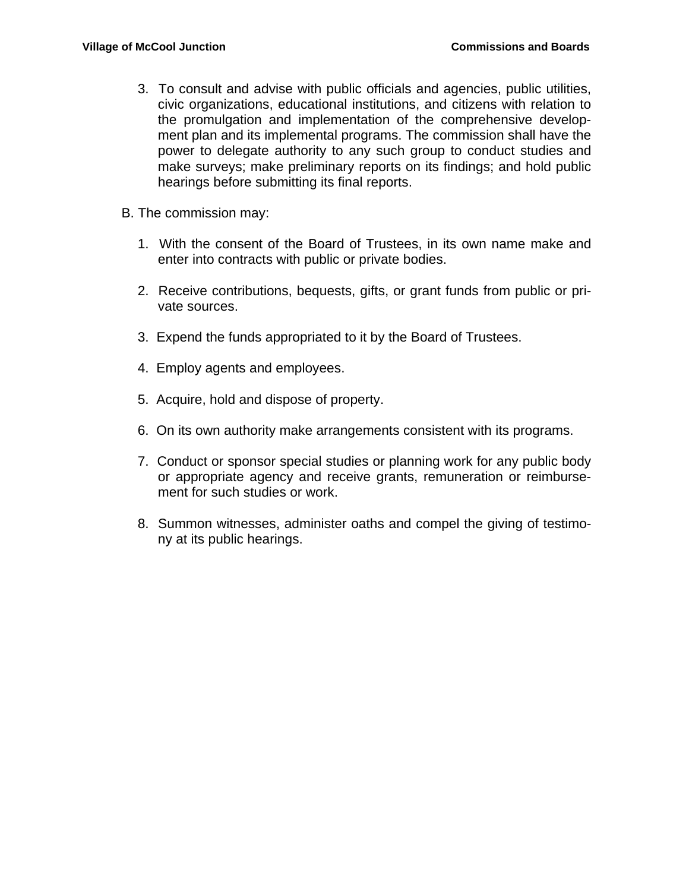3. To consult and advise with public officials and agencies, public utilities, civic organizations, educational institutions, and citizens with relation to the promulgation and implementation of the comprehensive development plan and its implemental programs. The commission shall have the power to delegate authority to any such group to conduct studies and make surveys; make preliminary reports on its findings; and hold public hearings before submitting its final reports.

B. The commission may:

1. With the consent of the Board of Trustees, in its own name make and enter into contracts with public or private bodies.

2. Receive contributions, bequests, gifts, or grant funds from public or private sources.

3. Expend the funds appropriated to it by the Board of Trustees.

4. Employ agents and employees.

5. Acquire, hold and dispose of property.

6. On its own authority make arrangements consistent with its programs.

7. Conduct or sponsor special studies or planning work for any public body or appropriate agency and receive grants, remuneration or reimbursement for such studies or work.

8. Summon witnesses, administer oaths and compel the giving of testimony at its public hearings.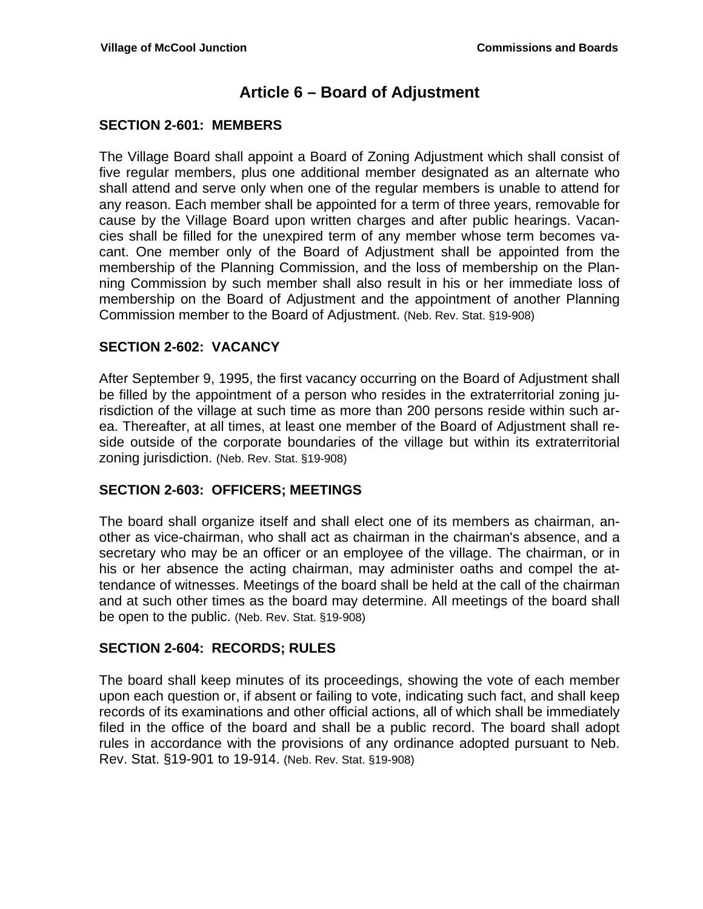# Article 6 – Board of Adjustment

## SECTION 2-601: MEMBERS

The Village Board shall appoint a Board of Zoning Adjustment which shall consist of five regular members, plus one additional member designated as an alternate who shall attend and serve only when one of the regular members is unable to attend for any reason. Each member shall be appointed for a term of three years, removable for cause by the Village Board upon written charges and after public hearings. Vacancies shall be filled for the unexpired term of any member whose term becomes vacant. One member only of the Board of Adjustment shall be appointed from the membership of the Planning Commission, and the loss of membership on the Planning Commission by such member shall also result in his or her immediate loss of membership on the Board of Adjustment and the appointment of another Planning Commission member to the Board of Adjustment. (Neb. Rev. Stat. §19-908)

## SECTION 2-602: VACANCY

After September 9, 1995, the first vacancy occurring on the Board of Adjustment shall be filled by the appointment of a person who resides in the extraterritorial zoning jurisdiction of the village at such time as more than 200 persons reside within such area. Thereafter, at all times, at least one member of the Board of Adjustment shall reside outside of the corporate boundaries of the village but within its extraterritorial zoning jurisdiction. (Neb. Rev. Stat. §19-908)

## SECTION 2-603: OFFICERS; MEETINGS

The board shall organize itself and shall elect one of its members as chairman, another as vice-chairman, who shall act as chairman in the chairman's absence, and a secretary who may be an officer or an employee of the village. The chairman, or in his or her absence the acting chairman, may administer oaths and compel the attendance of witnesses. Meetings of the board shall be held at the call of the chairman and at such other times as the board may determine. All meetings of the board shall be open to the public. (Neb. Rev. Stat. §19-908)

## SECTION 2-604: RECORDS; RULES

The board shall keep minutes of its proceedings, showing the vote of each member upon each question or, if absent or failing to vote, indicating such fact, and shall keep records of its examinations and other official actions, all of which shall be immediately filed in the office of the board and shall be a public record. The board shall adopt rules in accordance with the provisions of any ordinance adopted pursuant to Neb. Rev. Stat. §19-901 to 19-914. (Neb. Rev. Stat. §19-908)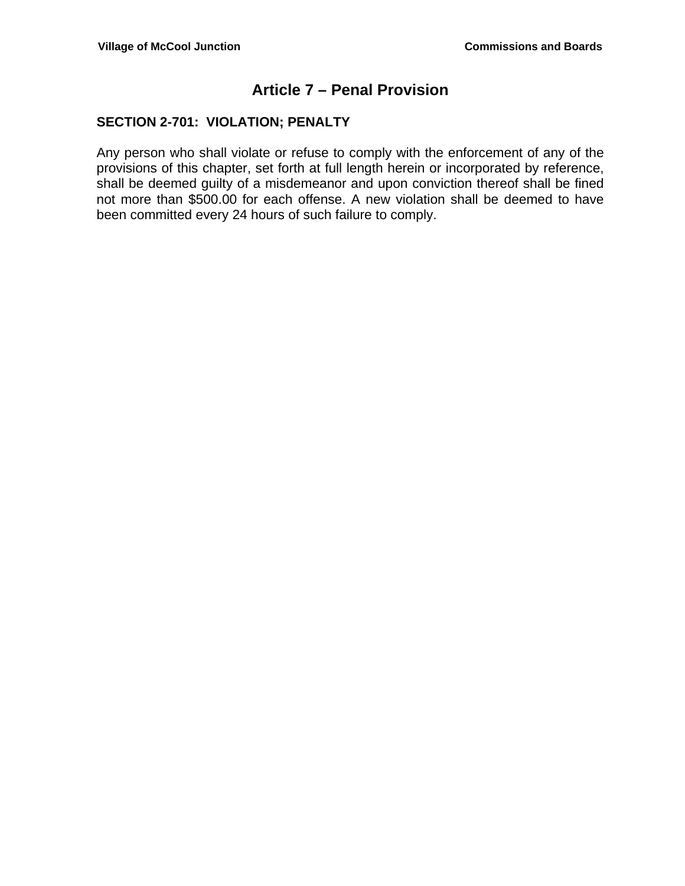# Article 7 – Penal Provision

## SECTION 2-701: VIOLATION; PENALTY

Any person who shall violate or refuse to comply with the enforcement of any of the provisions of this chapter, set forth at full length herein or incorporated by reference, shall be deemed guilty of a misdemeanor and upon conviction thereof shall be fined not more than $500.00 for each offense. A new violation shall be deemed to have been committed every 24 hours of such failure to comply.